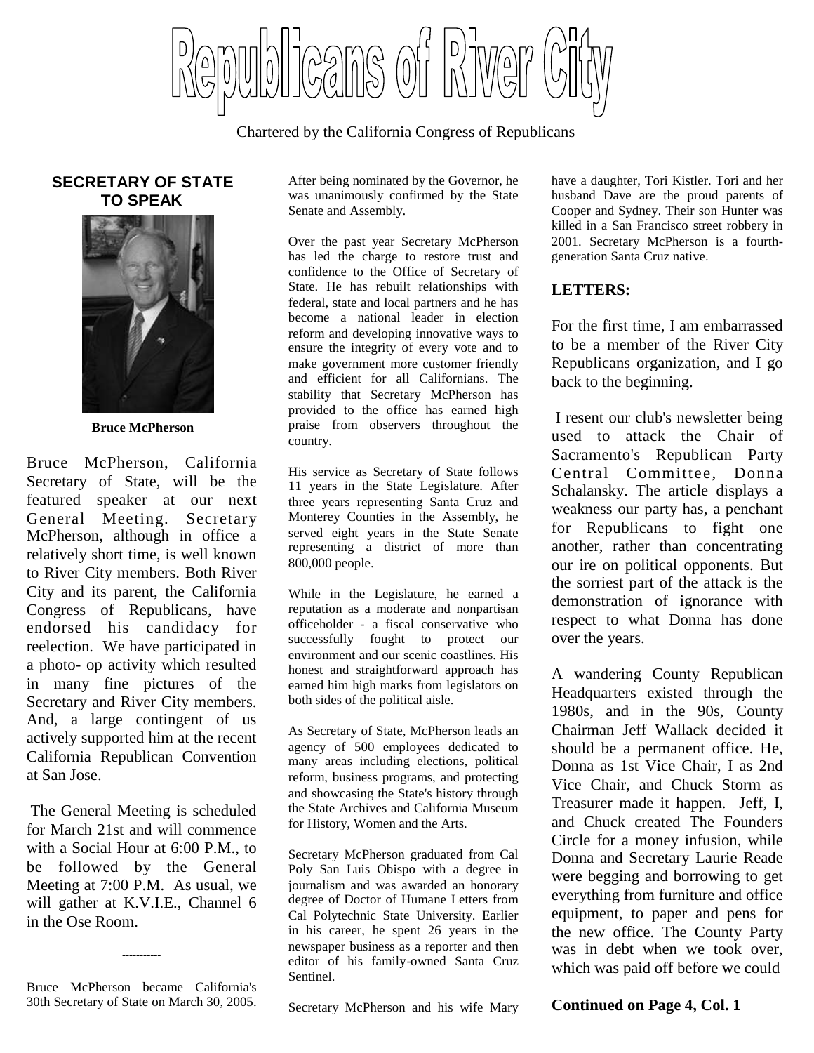# Republicans of River City

Chartered by the California Congress of Republicans

## SECRETARY OF STATE TO SPEAK

**Bruce McPherson**

Bruce McPherson, California Secretary of State, will be the featured speaker at our next General Meeting. Secretary McPherson, although in office a relatively short time, is well known to River City members. Both River City and its parent, the California Congress of Republicans, have endorsed his candidacy for reelection. We have participated in a photo- op activity which resulted in many fine pictures of the Secretary and River City members. And, a large contingent of us actively supported him at the recent California Republican Convention at San Jose.

The General Meeting is scheduled for March 21st and will commence with a Social Hour at 6:00 P.M., to be followed by the General Meeting at 7:00 P.M. As usual, we will gather at K.V.I.E., Channel 6 in the Ose Room.

----------

Bruce McPherson became California's 30th Secretary of State on March 30, 2005. After being nominated by the Governor, he was unanimously confirmed by the State Senate and Assembly.

Over the past year Secretary McPherson has led the charge to restore trust and confidence to the Office of Secretary of State. He has rebuilt relationships with federal, state and local partners and he has become a national leader in election reform and developing innovative ways to ensure the integrity of every vote and to make government more customer friendly and efficient for all Californians. The stability that Secretary McPherson has provided to the office has earned high praise from observers throughout the country.

His service as Secretary of State follows 11 years in the State Legislature. After three years representing Santa Cruz and Monterey Counties in the Assembly, he served eight years in the State Senate representing a district of more than 800,000 people.

While in the Legislature, he earned a reputation as a moderate and nonpartisan officeholder - a fiscal conservative who successfully fought to protect our environment and our scenic coastlines. His honest and straightforward approach has earned him high marks from legislators on both sides of the political aisle.

As Secretary of State, McPherson leads an agency of 500 employees dedicated to many areas including elections, political reform, business programs, and protecting and showcasing the State's history through the State Archives and California Museum for History, Women and the Arts.

Secretary McPherson graduated from Cal Poly San Luis Obispo with a degree in journalism and was awarded an honorary degree of Doctor of Humane Letters from Cal Polytechnic State University. Earlier in his career, he spent 26 years in the newspaper business as a reporter and then editor of his family-owned Santa Cruz Sentinel.

Secretary McPherson and his wife Mary have a daughter, Tori Kistler. Tori and her husband Dave are the proud parents of Cooper and Sydney. Their son Hunter was killed in a San Francisco street robbery in 2001. Secretary McPherson is a fourth-generation Santa Cruz native.

### LETTERS:

For the first time, I am embarrassed to be a member of the River City Republicans organization, and I go back to the beginning.

I resent our club's newsletter being used to attack the Chair of Sacramento's Republican Party Central Committee, Donna Schalansky. The article displays a weakness our party has, a penchant for Republicans to fight one another, rather than concentrating our ire on political opponents. But the sorriest part of the attack is the demonstration of ignorance with respect to what Donna has done over the years.

A wandering County Republican Headquarters existed through the 1980s, and in the 90s, County Chairman Jeff Wallack decided it should be a permanent office. He, Donna as 1st Vice Chair, I as 2nd Vice Chair, and Chuck Storm as Treasurer made it happen. Jeff, I, and Chuck created The Founders Circle for a money infusion, while Donna and Secretary Laurie Reade were begging and borrowing to get everything from furniture and office equipment, to paper and pens for the new office. The County Party was in debt when we took over, which was paid off before we could

**Continued on Page 4, Col. 1**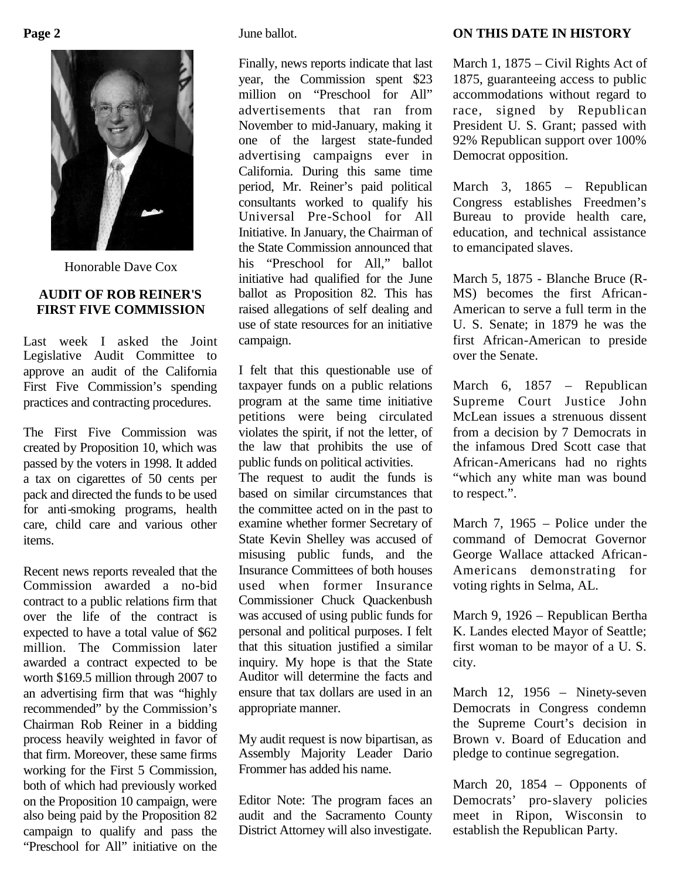Honorable Dave Cox

## AUDIT OF ROB REINER'S FIRST FIVE COMMISSION

Last week I asked the Joint Legislative Audit Committee to approve an audit of the California First Five Commission's spending practices and contracting procedures.

The First Five Commission was created by Proposition 10, which was passed by the voters in 1998. It added a tax on cigarettes of 50 cents per pack and directed the funds to be used for anti-smoking programs, health care, child care and various other items.

Recent news reports revealed that the Commission awarded a no-bid contract to a public relations firm that over the life of the contract is expected to have a total value of $62 million. The Commission later awarded a contract expected to be worth $169.5 million through 2007 to an advertising firm that was "highly recommended" by the Commission's Chairman Rob Reiner in a bidding process heavily weighted in favor of that firm. Moreover, these same firms working for the First 5 Commission, both of which had previously worked on the Proposition 10 campaign, were also being paid by the Proposition 82 campaign to qualify and pass the "Preschool for All" initiative on the June ballot.

Finally, news reports indicate that last year, the Commission spent $23 million on "Preschool for All" advertisements that ran from November to mid-January, making it one of the largest state-funded advertising campaigns ever in California. During this same time period, Mr. Reiner's paid political consultants worked to qualify his Universal Pre-School for All Initiative. In January, the Chairman of the State Commission announced that his "Preschool for All," ballot initiative had qualified for the June ballot as Proposition 82. This has raised allegations of self dealing and use of state resources for an initiative campaign.

I felt that this questionable use of taxpayer funds on a public relations program at the same time initiative petitions were being circulated violates the spirit, if not the letter, of the law that prohibits the use of public funds on political activities.

The request to audit the funds is based on similar circumstances that the committee acted on in the past to examine whether former Secretary of State Kevin Shelley was accused of misusing public funds, and the Insurance Committees of both houses used when former Insurance Commissioner Chuck Quackenbush was accused of using public funds for personal and political purposes. I felt that this situation justified a similar inquiry. My hope is that the State Auditor will determine the facts and ensure that tax dollars are used in an appropriate manner.

My audit request is now bipartisan, as Assembly Majority Leader Dario Frommer has added his name.

Editor Note: The program faces an audit and the Sacramento County District Attorney will also investigate.

## ON THIS DATE IN HISTORY

March 1, 1875 – Civil Rights Act of 1875, guaranteeing access to public accommodations without regard to race, signed by Republican President U. S. Grant; passed with 92% Republican support over 100% Democrat opposition.

March 3, 1865 – Republican Congress establishes Freedmen's Bureau to provide health care, education, and technical assistance to emancipated slaves.

March 5, 1875 - Blanche Bruce (R-MS) becomes the first African-American to serve a full term in the U. S. Senate; in 1879 he was the first African-American to preside over the Senate.

March 6, 1857 – Republican Supreme Court Justice John McLean issues a strenuous dissent from a decision by 7 Democrats in the infamous Dred Scott case that African-Americans had no rights "which any white man was bound to respect.".

March 7, 1965 – Police under the command of Democrat Governor George Wallace attacked African-Americans demonstrating for voting rights in Selma, AL.

March 9, 1926 – Republican Bertha K. Landes elected Mayor of Seattle; first woman to be mayor of a U. S. city.

March 12, 1956 – Ninety-seven Democrats in Congress condemn the Supreme Court's decision in Brown v. Board of Education and pledge to continue segregation.

March 20, 1854 – Opponents of Democrats' pro-slavery policies meet in Ripon, Wisconsin to establish the Republican Party.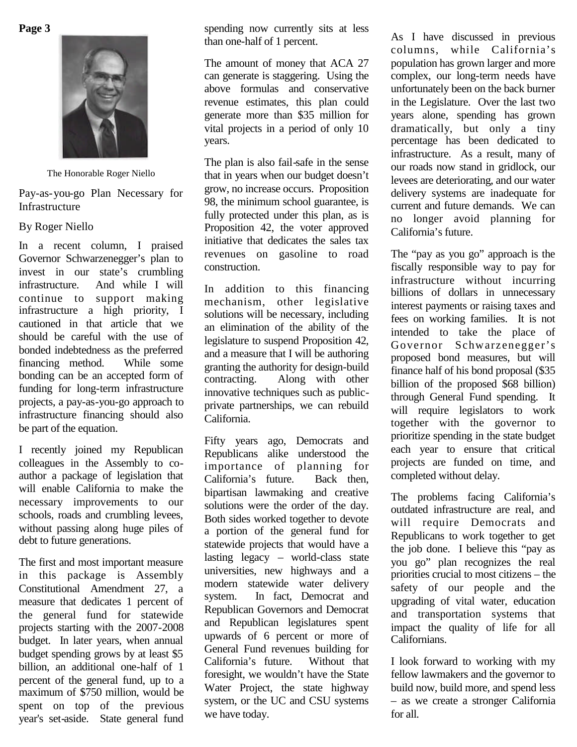The Honorable Roger Niello

## Pay-as-you-go Plan Necessary for Infrastructure

By Roger Niello

In a recent column, I praised Governor Schwarzenegger's plan to invest in our state's crumbling infrastructure. And while I will continue to support making infrastructure a high priority, I cautioned in that article that we should be careful with the use of bonded indebtedness as the preferred financing method. While some bonding can be an accepted form of funding for long-term infrastructure projects, a pay-as-you-go approach to infrastructure financing should also be part of the equation.

I recently joined my Republican colleagues in the Assembly to co-author a package of legislation that will enable California to make the necessary improvements to our schools, roads and crumbling levees, without passing along huge piles of debt to future generations.

The first and most important measure in this package is Assembly Constitutional Amendment 27, a measure that dedicates 1 percent of the general fund for statewide projects starting with the 2007-2008 budget. In later years, when annual budget spending grows by at least $5 billion, an additional one-half of 1 percent of the general fund, up to a maximum of $750 million, would be spent on top of the previous year's set-aside. State general fund spending now currently sits at less than one-half of 1 percent.

The amount of money that ACA 27 can generate is staggering. Using the above formulas and conservative revenue estimates, this plan could generate more than $35 million for vital projects in a period of only 10 years.

The plan is also fail-safe in the sense that in years when our budget doesn't grow, no increase occurs. Proposition 98, the minimum school guarantee, is fully protected under this plan, as is Proposition 42, the voter approved initiative that dedicates the sales tax revenues on gasoline to road construction.

In addition to this financing mechanism, other legislative solutions will be necessary, including an elimination of the ability of the legislature to suspend Proposition 42, and a measure that I will be authoring granting the authority for design-build contracting. Along with other innovative techniques such as public-private partnerships, we can rebuild California.

Fifty years ago, Democrats and Republicans alike understood the importance of planning for California's future. Back then, bipartisan lawmaking and creative solutions were the order of the day. Both sides worked together to devote a portion of the general fund for statewide projects that would have a lasting legacy – world-class state universities, new highways and a modern statewide water delivery system. In fact, Democrat and Republican Governors and Democrat and Republican legislatures spent upwards of 6 percent or more of General Fund revenues building for California's future. Without that foresight, we wouldn't have the State Water Project, the state highway system, or the UC and CSU systems we have today.

As I have discussed in previous columns, while California's population has grown larger and more complex, our long-term needs have unfortunately been on the back burner in the Legislature. Over the last two years alone, spending has grown dramatically, but only a tiny percentage has been dedicated to infrastructure. As a result, many of our roads now stand in gridlock, our levees are deteriorating, and our water delivery systems are inadequate for current and future demands. We can no longer avoid planning for California's future.

The "pay as you go" approach is the fiscally responsible way to pay for infrastructure without incurring billions of dollars in unnecessary interest payments or raising taxes and fees on working families. It is not intended to take the place of Governor Schwarzenegger's proposed bond measures, but will finance half of his bond proposal ($35 billion of the proposed $68 billion) through General Fund spending. It will require legislators to work together with the governor to prioritize spending in the state budget each year to ensure that critical projects are funded on time, and completed without delay.

The problems facing California's outdated infrastructure are real, and will require Democrats and Republicans to work together to get the job done. I believe this "pay as you go" plan recognizes the real priorities crucial to most citizens – the safety of our people and the upgrading of vital water, education and transportation systems that impact the quality of life for all Californians.

I look forward to working with my fellow lawmakers and the governor to build now, build more, and spend less – as we create a stronger California for all.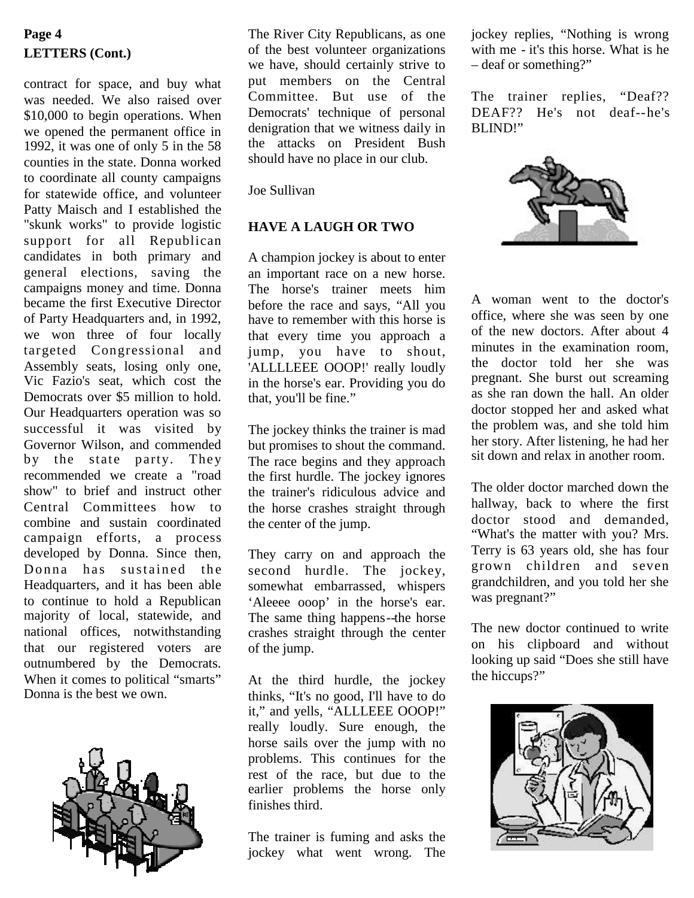**LETTERS (Cont.)**

contract for space, and buy what was needed. We also raised over $10,000 to begin operations. When we opened the permanent office in 1992, it was one of only 5 in the 58 counties in the state. Donna worked to coordinate all county campaigns for statewide office, and volunteer Patty Maisch and I established the "skunk works" to provide logistic support for all Republican candidates in both primary and general elections, saving the campaigns money and time. Donna became the first Executive Director of Party Headquarters and, in 1992, we won three of four locally targeted Congressional and Assembly seats, losing only one, Vic Fazio's seat, which cost the Democrats over $5 million to hold. Our Headquarters operation was so successful it was visited by Governor Wilson, and commended by the state party. They recommended we create a "road show" to brief and instruct other Central Committees how to combine and sustain coordinated campaign efforts, a process developed by Donna. Since then, Donna has sustained the Headquarters, and it has been able to continue to hold a Republican majority of local, statewide, and national offices, notwithstanding that our registered voters are outnumbered by the Democrats. When it comes to political "smarts" Donna is the best we own.

The River City Republicans, as one of the best volunteer organizations we have, should certainly strive to put members on the Central Committee. But use of the Democrats' technique of personal denigration that we witness daily in the attacks on President Bush should have no place in our club.

Joe Sullivan

**HAVE A LAUGH OR TWO**

A champion jockey is about to enter an important race on a new horse. The horse's trainer meets him before the race and says, "All you have to remember with this horse is that every time you approach a jump, you have to shout, 'ALLLLEEE OOOP!' really loudly in the horse's ear. Providing you do that, you'll be fine."

The jockey thinks the trainer is mad but promises to shout the command. The race begins and they approach the first hurdle. The jockey ignores the trainer's ridiculous advice and the horse crashes straight through the center of the jump.

They carry on and approach the second hurdle. The jockey, somewhat embarrassed, whispers 'Aleeee ooop' in the horse's ear. The same thing happens--the horse crashes straight through the center of the jump.

At the third hurdle, the jockey thinks, "It's no good, I'll have to do it," and yells, "ALLLEEE OOOP!" really loudly. Sure enough, the horse sails over the jump with no problems. This continues for the rest of the race, but due to the earlier problems the horse only finishes third.

The trainer is fuming and asks the jockey what went wrong. The jockey replies, "Nothing is wrong with me - it's this horse. What is he – deaf or something?"

The trainer replies, "Deaf?? DEAF?? He's not deaf--he's BLIND!"

A woman went to the doctor's office, where she was seen by one of the new doctors. After about 4 minutes in the examination room, the doctor told her she was pregnant. She burst out screaming as she ran down the hall. An older doctor stopped her and asked what the problem was, and she told him her story. After listening, he had her sit down and relax in another room.

The older doctor marched down the hallway, back to where the first doctor stood and demanded, "What's the matter with you? Mrs. Terry is 63 years old, she has four grown children and seven grandchildren, and you told her she was pregnant?"

The new doctor continued to write on his clipboard and without looking up said "Does she still have the hiccups?"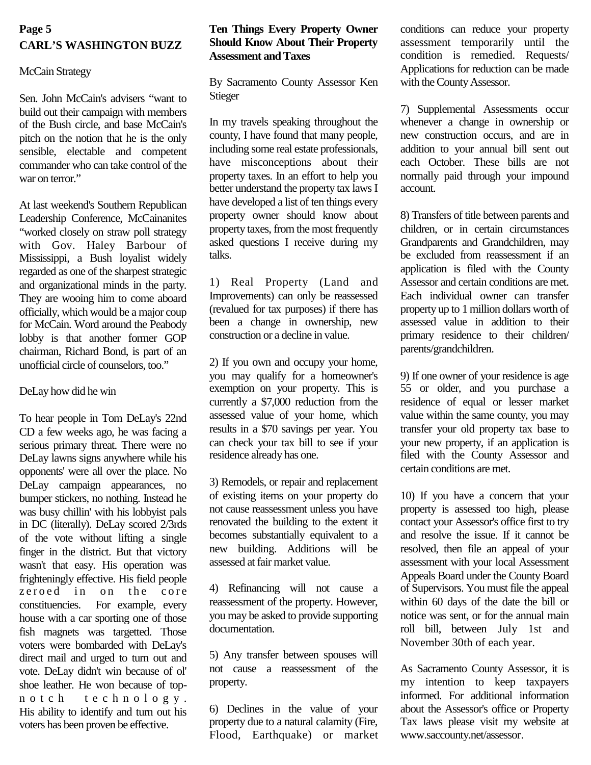## CARL'S WASHINGTON BUZZ

### McCain Strategy

Sen. John McCain's advisers "want to build out their campaign with members of the Bush circle, and base McCain's pitch on the notion that he is the only sensible, electable and competent commander who can take control of the war on terror."

At last weekend's Southern Republican Leadership Conference, McCainanites "worked closely on straw poll strategy with Gov. Haley Barbour of Mississippi, a Bush loyalist widely regarded as one of the sharpest strategic and organizational minds in the party. They are wooing him to come aboard officially, which would be a major coup for McCain. Word around the Peabody lobby is that another former GOP chairman, Richard Bond, is part of an unofficial circle of counselors, too."

### DeLay how did he win

To hear people in Tom DeLay's 22nd CD a few weeks ago, he was facing a serious primary threat. There were no DeLay lawns signs anywhere while his opponents' were all over the place. No DeLay campaign appearances, no bumper stickers, no nothing. Instead he was busy chillin' with his lobbyist pals in DC (literally). DeLay scored 2/3rds of the vote without lifting a single finger in the district. But that victory wasn't that easy. His operation was frighteningly effective. His field people zeroed in on the core constituencies. For example, every house with a car sporting one of those fish magnets was targetted. Those voters were bombarded with DeLay's direct mail and urged to turn out and vote. DeLay didn't win because of ol' shoe leather. He won because of top-notch technology. His ability to identify and turn out his voters has been proven be effective.

## Ten Things Every Property Owner Should Know About Their Property Assessment and Taxes

By Sacramento County Assessor Ken Stieger

In my travels speaking throughout the county, I have found that many people, including some real estate professionals, have misconceptions about their property taxes. In an effort to help you better understand the property tax laws I have developed a list of ten things every property owner should know about property taxes, from the most frequently asked questions I receive during my talks.

1) Real Property (Land and Improvements) can only be reassessed (revalued for tax purposes) if there has been a change in ownership, new construction or a decline in value.

2) If you own and occupy your home, you may qualify for a homeowner's exemption on your property. This is currently a $7,000 reduction from the assessed value of your home, which results in a $70 savings per year. You can check your tax bill to see if your residence already has one.

3) Remodels, or repair and replacement of existing items on your property do not cause reassessment unless you have renovated the building to the extent it becomes substantially equivalent to a new building. Additions will be assessed at fair market value.

4) Refinancing will not cause a reassessment of the property. However, you may be asked to provide supporting documentation.

5) Any transfer between spouses will not cause a reassessment of the property.

6) Declines in the value of your property due to a natural calamity (Fire, Flood, Earthquake) or market conditions can reduce your property assessment temporarily until the condition is remedied. Requests/ Applications for reduction can be made with the County Assessor.

7) Supplemental Assessments occur whenever a change in ownership or new construction occurs, and are in addition to your annual bill sent out each October. These bills are not normally paid through your impound account.

8) Transfers of title between parents and children, or in certain circumstances Grandparents and Grandchildren, may be excluded from reassessment if an application is filed with the County Assessor and certain conditions are met. Each individual owner can transfer property up to 1 million dollars worth of assessed value in addition to their primary residence to their children/ parents/grandchildren.

9) If one owner of your residence is age 55 or older, and you purchase a residence of equal or lesser market value within the same county, you may transfer your old property tax base to your new property, if an application is filed with the County Assessor and certain conditions are met.

10) If you have a concern that your property is assessed too high, please contact your Assessor's office first to try and resolve the issue. If it cannot be resolved, then file an appeal of your assessment with your local Assessment Appeals Board under the County Board of Supervisors. You must file the appeal within 60 days of the date the bill or notice was sent, or for the annual main roll bill, between July 1st and November 30th of each year.

As Sacramento County Assessor, it is my intention to keep taxpayers informed. For additional information about the Assessor's office or Property Tax laws please visit my website at www.saccounty.net/assessor.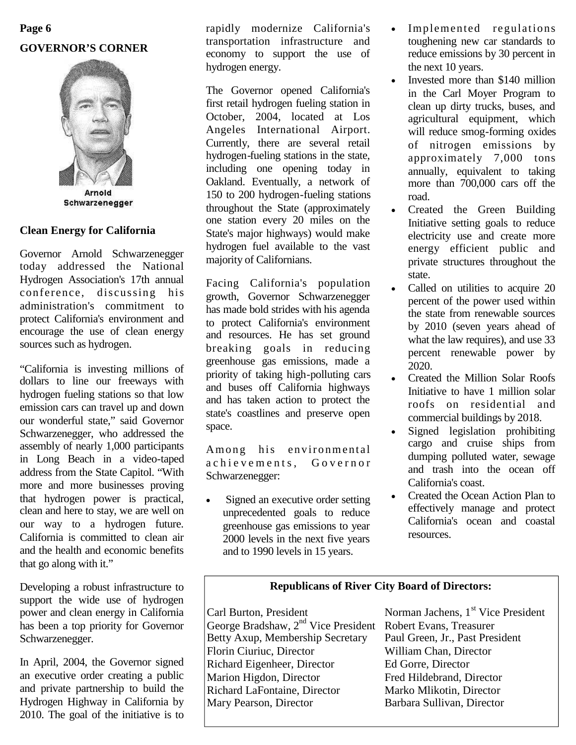## GOVERNOR'S CORNER

Arnold Schwarzenegger

### Clean Energy for California

Governor Arnold Schwarzenegger today addressed the National Hydrogen Association's 17th annual conference, discussing his administration's commitment to protect California's environment and encourage the use of clean energy sources such as hydrogen.

"California is investing millions of dollars to line our freeways with hydrogen fueling stations so that low emission cars can travel up and down our wonderful state," said Governor Schwarzenegger, who addressed the assembly of nearly 1,000 participants in Long Beach in a video-taped address from the State Capitol. "With more and more businesses proving that hydrogen power is practical, clean and here to stay, we are well on our way to a hydrogen future. California is committed to clean air and the health and economic benefits that go along with it."

Developing a robust infrastructure to support the wide use of hydrogen power and clean energy in California has been a top priority for Governor Schwarzenegger.

In April, 2004, the Governor signed an executive order creating a public and private partnership to build the Hydrogen Highway in California by 2010. The goal of the initiative is to rapidly modernize California's transportation infrastructure and economy to support the use of hydrogen energy.

The Governor opened California's first retail hydrogen fueling station in October, 2004, located at Los Angeles International Airport. Currently, there are several retail hydrogen-fueling stations in the state, including one opening today in Oakland. Eventually, a network of 150 to 200 hydrogen-fueling stations throughout the State (approximately one station every 20 miles on the State's major highways) would make hydrogen fuel available to the vast majority of Californians.

Facing California's population growth, Governor Schwarzenegger has made bold strides with his agenda to protect California's environment and resources. He has set ground breaking goals in reducing greenhouse gas emissions, made a priority of taking high-polluting cars and buses off California highways and has taken action to protect the state's coastlines and preserve open space.

Among his environmental achievements, Governor Schwarzenegger:

- Signed an executive order setting unprecedented goals to reduce greenhouse gas emissions to year 2000 levels in the next five years and to 1990 levels in 15 years.
- Implemented regulations toughening new car standards to reduce emissions by 30 percent in the next 10 years.
- Invested more than $140 million in the Carl Moyer Program to clean up dirty trucks, buses, and agricultural equipment, which will reduce smog-forming oxides of nitrogen emissions by approximately 7,000 tons annually, equivalent to taking more than 700,000 cars off the road.
- Created the Green Building Initiative setting goals to reduce electricity use and create more energy efficient public and private structures throughout the state.
- Called on utilities to acquire 20 percent of the power used within the state from renewable sources by 2010 (seven years ahead of what the law requires), and use 33 percent renewable power by 2020.
- Created the Million Solar Roofs Initiative to have 1 million solar roofs on residential and commercial buildings by 2018.
- Signed legislation prohibiting cargo and cruise ships from dumping polluted water, sewage and trash into the ocean off California's coast.
- Created the Ocean Action Plan to effectively manage and protect California's ocean and coastal resources.

**Republicans of River City Board of Directors:**

Carl Burton, President
Norman Jachens, 1st Vice President
George Bradshaw, 2nd Vice President
Robert Evans, Treasurer
Betty Axup, Membership Secretary
Paul Green, Jr., Past President
Florin Ciuriuc, Director
William Chan, Director
Richard Eigenheer, Director
Ed Gorre, Director
Marion Higdon, Director
Fred Hildebrand, Director
Richard LaFontaine, Director
Marko Mlikotin, Director
Mary Pearson, Director
Barbara Sullivan, Director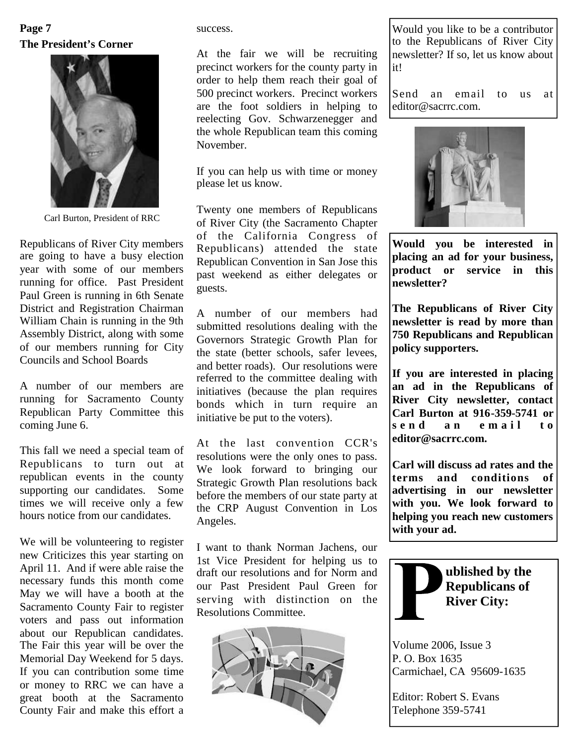**Page 7**

## The President's Corner

Carl Burton, President of RRC

Republicans of River City members are going to have a busy election year with some of our members running for office. Past President Paul Green is running in 6th Senate District and Registration Chairman William Chain is running in the 9th Assembly District, along with some of our members running for City Councils and School Boards

A number of our members are running for Sacramento County Republican Party Committee this coming June 6.

This fall we need a special team of Republicans to turn out at republican events in the county supporting our candidates. Some times we will receive only a few hours notice from our candidates.

We will be volunteering to register new Criticizes this year starting on April 11. And if were able raise the necessary funds this month come May we will have a booth at the Sacramento County Fair to register voters and pass out information about our Republican candidates. The Fair this year will be over the Memorial Day Weekend for 5 days. If you can contribution some time or money to RRC we can have a great booth at the Sacramento County Fair and make this effort a success.

At the fair we will be recruiting precinct workers for the county party in order to help them reach their goal of 500 precinct workers. Precinct workers are the foot soldiers in helping to reelecting Gov. Schwarzenegger and the whole Republican team this coming November.

If you can help us with time or money please let us know.

Twenty one members of Republicans of River City (the Sacramento Chapter of the California Congress of Republicans) attended the state Republican Convention in San Jose this past weekend as either delegates or guests.

A number of our members had submitted resolutions dealing with the Governors Strategic Growth Plan for the state (better schools, safer levees, and better roads). Our resolutions were referred to the committee dealing with initiatives (because the plan requires bonds which in turn require an initiative be put to the voters).

At the last convention CCR's resolutions were the only ones to pass. We look forward to bringing our Strategic Growth Plan resolutions back before the members of our state party at the CRP August Convention in Los Angeles.

I want to thank Norman Jachens, our 1st Vice President for helping us to draft our resolutions and for Norm and our Past President Paul Green for serving with distinction on the Resolutions Committee.

Would you like to be a contributor to the Republicans of River City newsletter? If so, let us know about it!

Send an email to us at editor@sacrrc.com.

**Would you be interested in placing an ad for your business, product or service in this newsletter?**

**The Republicans of River City newsletter is read by more than 750 Republicans and Republican policy supporters.**

**If you are interested in placing an ad in the Republicans of River City newsletter, contact Carl Burton at 916-359-5741 or send an email to editor@sacrrc.com.**

**Carl will discuss ad rates and the terms and conditions of advertising in our newsletter with you. We look forward to helping you reach new customers with your ad.**

**Published by the Republicans of River City:**

Volume 2006, Issue 3
P. O. Box 1635
Carmichael, CA 95609-1635

Editor: Robert S. Evans
Telephone 359-5741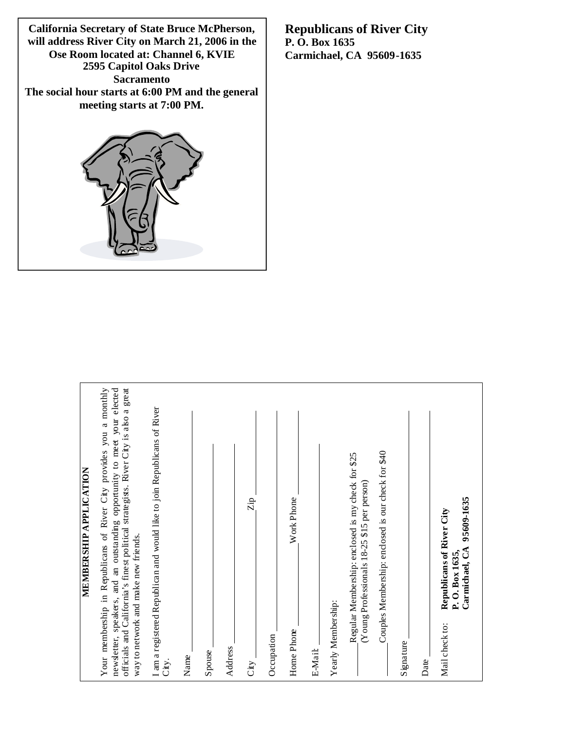**California Secretary of State Bruce McPherson, will address River City on March 21, 2006 in the Ose Room located at: Channel 6, KVIE**
**2595 Capitol Oaks Drive**
**Sacramento**
**The social hour starts at 6:00 PM and the general meeting starts at 7:00 PM.**

**Republicans of River City**
**P. O. Box 1635**
**Carmichael, CA 95609-1635**

## MEMBERSHIP APPLICATION

Your membership in Republicans of River City provides you a monthly newsletter, speakers, and an outstanding opportunity to meet your elected officials and California's finest political strategists. River City is also a great way to network and make new friends.

I am a registered Republican and would like to join Republicans of River City.

Name ____________________

Spouse ____________________

Address ____________________

City ____________________ Zip ____________________

Occupation ____________________

Home Phone ____________________ Work Phone ____________________

E-Mail: ____________________

Yearly Membership:

_____ Regular Membership: enclosed is my check for $25
(Young Professionals 18-25 $15 per person)

_____ Couples Membership: enclosed is our check for $40

Signature ____________________

Date ____________________

Mail check to: **Republicans of River City**
**P. O. Box 1635,**
**Carmichael, CA 95609-1635**